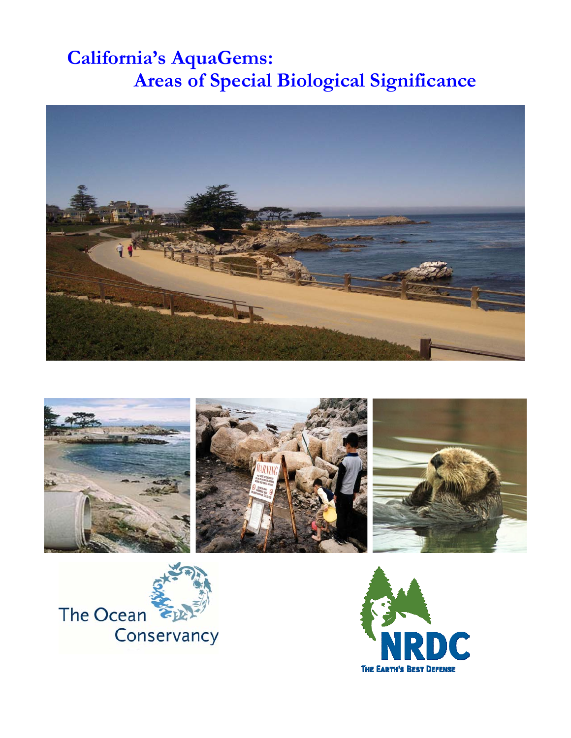# California's AquaGems: Areas of Special Biological Significance

The Ocean Conservancy

NRDC

THE EARTH'S BEST DEFENSE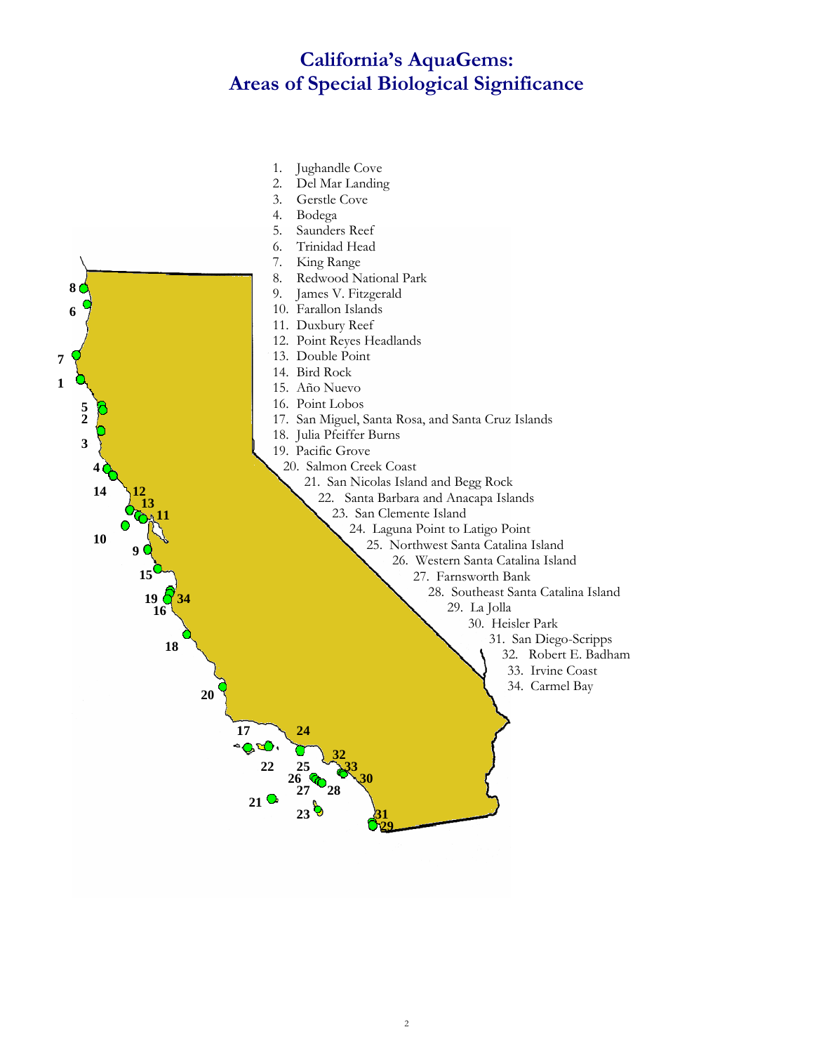# California's AquaGems:
# Areas of Special Biological Significance

1. Jughandle Cove
2. Del Mar Landing
3. Gerstle Cove
4. Bodega
5. Saunders Reef
6. Trinidad Head
7. King Range
8. Redwood National Park
9. James V. Fitzgerald
10. Farallon Islands
11. Duxbury Reef
12. Point Reyes Headlands
13. Double Point
14. Bird Rock
15. Año Nuevo
16. Point Lobos
17. San Miguel, Santa Rosa, and Santa Cruz Islands
18. Julia Pfeiffer Burns
19. Pacific Grove
20. Salmon Creek Coast
21. San Nicolas Island and Begg Rock
22. Santa Barbara and Anacapa Islands
23. San Clemente Island
24. Laguna Point to Latigo Point
25. Northwest Santa Catalina Island
26. Western Santa Catalina Island
27. Farnsworth Bank
28. Southeast Santa Catalina Island
29. La Jolla
30. Heisler Park
31. San Diego-Scripps
32. Robert E. Badham
33. Irvine Coast
34. Carmel Bay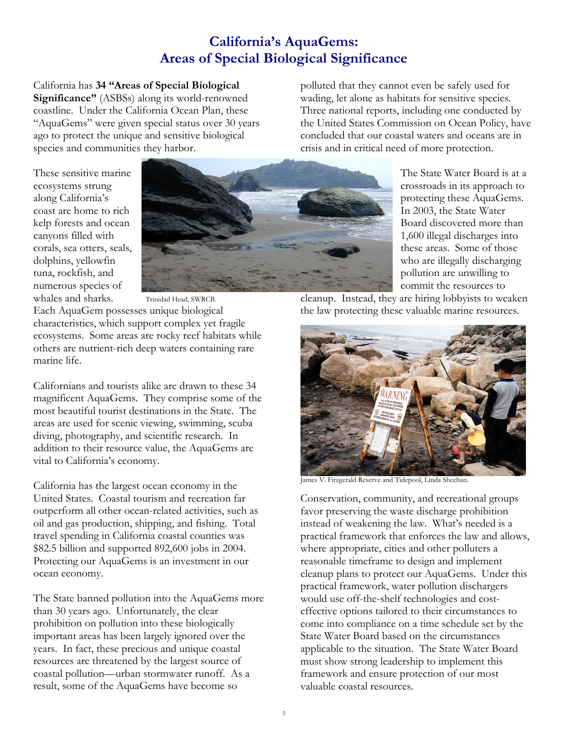# California's AquaGems: Areas of Special Biological Significance

California has **34 "Areas of Special Biological Significance"** (ASBSs) along its world-renowned coastline. Under the California Ocean Plan, these "AquaGems" were given special status over 30 years ago to protect the unique and sensitive biological species and communities they harbor.

These sensitive marine ecosystems strung along California's coast are home to rich kelp forests and ocean canyons filled with corals, sea otters, seals, dolphins, yellowfin tuna, rockfish, and numerous species of whales and sharks.

Trinidad Head, SWRCB.

Each AquaGem possesses unique biological characteristics, which support complex yet fragile ecosystems. Some areas are rocky reef habitats while others are nutrient-rich deep waters containing rare marine life.

Californians and tourists alike are drawn to these 34 magnificent AquaGems. They comprise some of the most beautiful tourist destinations in the State. The areas are used for scenic viewing, swimming, scuba diving, photography, and scientific research. In addition to their resource value, the AquaGems are vital to California's economy.

California has the largest ocean economy in the United States. Coastal tourism and recreation far outperform all other ocean-related activities, such as oil and gas production, shipping, and fishing. Total travel spending in California coastal counties was $82.5 billion and supported 892,600 jobs in 2004. Protecting our AquaGems is an investment in our ocean economy.

The State banned pollution into the AquaGems more than 30 years ago. Unfortunately, the clear prohibition on pollution into these biologically important areas has been largely ignored over the years. In fact, these precious and unique coastal resources are threatened by the largest source of coastal pollution—urban stormwater runoff. As a result, some of the AquaGems have become so polluted that they cannot even be safely used for wading, let alone as habitats for sensitive species. Three national reports, including one conducted by the United States Commission on Ocean Policy, have concluded that our coastal waters and oceans are in crisis and in critical need of more protection.

The State Water Board is at a crossroads in its approach to protecting these AquaGems. In 2003, the State Water Board discovered more than 1,600 illegal discharges into these areas. Some of those who are illegally discharging pollution are unwilling to commit the resources to cleanup. Instead, they are hiring lobbyists to weaken the law protecting these valuable marine resources.

James V. Fitzgerald Reserve and Tidepool, Linda Sheehan.

Conservation, community, and recreational groups favor preserving the waste discharge prohibition instead of weakening the law. What's needed is a practical framework that enforces the law and allows, where appropriate, cities and other polluters a reasonable timeframe to design and implement cleanup plans to protect our AquaGems. Under this practical framework, water pollution dischargers would use off-the-shelf technologies and cost-effective options tailored to their circumstances to come into compliance on a time schedule set by the State Water Board based on the circumstances applicable to the situation. The State Water Board must show strong leadership to implement this framework and ensure protection of our most valuable coastal resources.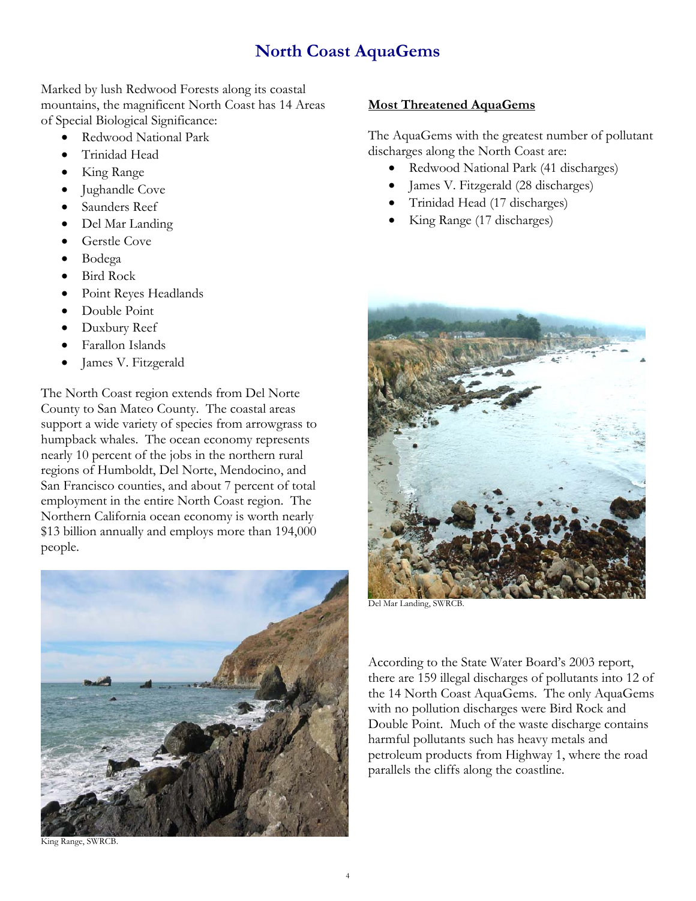# North Coast AquaGems

Marked by lush Redwood Forests along its coastal mountains, the magnificent North Coast has 14 Areas of Special Biological Significance:

- Redwood National Park
- Trinidad Head
- King Range
- Jughandle Cove
- Saunders Reef
- Del Mar Landing
- Gerstle Cove
- Bodega
- Bird Rock
- Point Reyes Headlands
- Double Point
- Duxbury Reef
- Farallon Islands
- James V. Fitzgerald

The North Coast region extends from Del Norte County to San Mateo County. The coastal areas support a wide variety of species from arrowgrass to humpback whales. The ocean economy represents nearly 10 percent of the jobs in the northern rural regions of Humboldt, Del Norte, Mendocino, and San Francisco counties, and about 7 percent of total employment in the entire North Coast region. The Northern California ocean economy is worth nearly $13 billion annually and employs more than 194,000 people.

King Range, SWRCB.

## Most Threatened AquaGems

The AquaGems with the greatest number of pollutant discharges along the North Coast are:

- Redwood National Park (41 discharges)
- James V. Fitzgerald (28 discharges)
- Trinidad Head (17 discharges)
- King Range (17 discharges)

Del Mar Landing, SWRCB.

According to the State Water Board's 2003 report, there are 159 illegal discharges of pollutants into 12 of the 14 North Coast AquaGems. The only AquaGems with no pollution discharges were Bird Rock and Double Point. Much of the waste discharge contains harmful pollutants such has heavy metals and petroleum products from Highway 1, where the road parallels the cliffs along the coastline.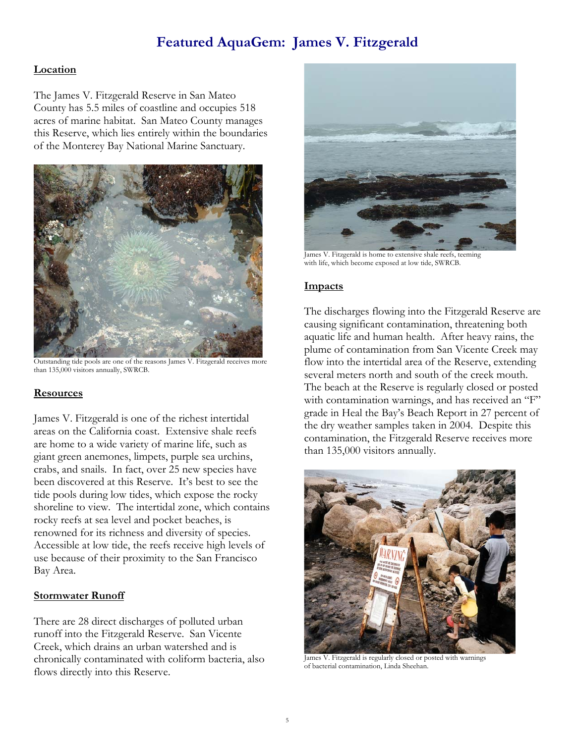# Featured AquaGem: James V. Fitzgerald

## Location

The James V. Fitzgerald Reserve in San Mateo County has 5.5 miles of coastline and occupies 518 acres of marine habitat. San Mateo County manages this Reserve, which lies entirely within the boundaries of the Monterey Bay National Marine Sanctuary.

Outstanding tide pools are one of the reasons James V. Fitzgerald receives more than 135,000 visitors annually, SWRCB.

## Resources

James V. Fitzgerald is one of the richest intertidal areas on the California coast. Extensive shale reefs are home to a wide variety of marine life, such as giant green anemones, limpets, purple sea urchins, crabs, and snails. In fact, over 25 new species have been discovered at this Reserve. It's best to see the tide pools during low tides, which expose the rocky shoreline to view. The intertidal zone, which contains rocky reefs at sea level and pocket beaches, is renowned for its richness and diversity of species. Accessible at low tide, the reefs receive high levels of use because of their proximity to the San Francisco Bay Area.

## Stormwater Runoff

There are 28 direct discharges of polluted urban runoff into the Fitzgerald Reserve. San Vicente Creek, which drains an urban watershed and is chronically contaminated with coliform bacteria, also flows directly into this Reserve.

James V. Fitzgerald is home to extensive shale reefs, teeming with life, which become exposed at low tide, SWRCB.

## Impacts

The discharges flowing into the Fitzgerald Reserve are causing significant contamination, threatening both aquatic life and human health. After heavy rains, the plume of contamination from San Vicente Creek may flow into the intertidal area of the Reserve, extending several meters north and south of the creek mouth. The beach at the Reserve is regularly closed or posted with contamination warnings, and has received an "F" grade in Heal the Bay's Beach Report in 27 percent of the dry weather samples taken in 2004. Despite this contamination, the Fitzgerald Reserve receives more than 135,000 visitors annually.

James V. Fitzgerald is regularly closed or posted with warnings of bacterial contamination, Linda Sheehan.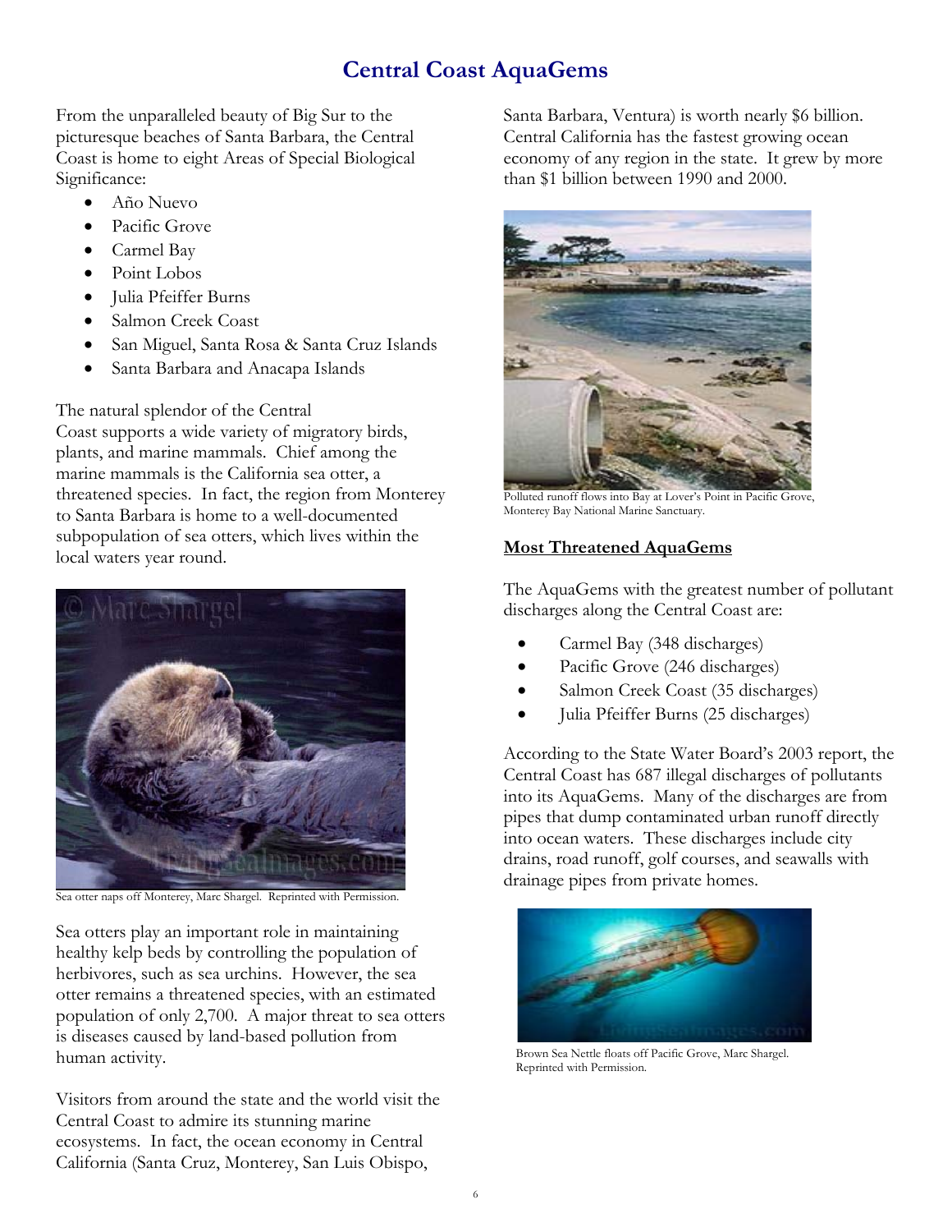# Central Coast AquaGems

From the unparalleled beauty of Big Sur to the picturesque beaches of Santa Barbara, the Central Coast is home to eight Areas of Special Biological Significance:

- Año Nuevo
- Pacific Grove
- Carmel Bay
- Point Lobos
- Julia Pfeiffer Burns
- Salmon Creek Coast
- San Miguel, Santa Rosa & Santa Cruz Islands
- Santa Barbara and Anacapa Islands

The natural splendor of the Central Coast supports a wide variety of migratory birds, plants, and marine mammals. Chief among the marine mammals is the California sea otter, a threatened species. In fact, the region from Monterey to Santa Barbara is home to a well-documented subpopulation of sea otters, which lives within the local waters year round.

Sea otter naps off Monterey, Marc Shargel. Reprinted with Permission.

Sea otters play an important role in maintaining healthy kelp beds by controlling the population of herbivores, such as sea urchins. However, the sea otter remains a threatened species, with an estimated population of only 2,700. A major threat to sea otters is diseases caused by land-based pollution from human activity.

Visitors from around the state and the world visit the Central Coast to admire its stunning marine ecosystems. In fact, the ocean economy in Central California (Santa Cruz, Monterey, San Luis Obispo, Santa Barbara, Ventura) is worth nearly $6 billion. Central California has the fastest growing ocean economy of any region in the state. It grew by more than $1 billion between 1990 and 2000.

Polluted runoff flows into Bay at Lover's Point in Pacific Grove, Monterey Bay National Marine Sanctuary.

## Most Threatened AquaGems

The AquaGems with the greatest number of pollutant discharges along the Central Coast are:

- Carmel Bay (348 discharges)
- Pacific Grove (246 discharges)
- Salmon Creek Coast (35 discharges)
- Julia Pfeiffer Burns (25 discharges)

According to the State Water Board's 2003 report, the Central Coast has 687 illegal discharges of pollutants into its AquaGems. Many of the discharges are from pipes that dump contaminated urban runoff directly into ocean waters. These discharges include city drains, road runoff, golf courses, and seawalls with drainage pipes from private homes.

Brown Sea Nettle floats off Pacific Grove, Marc Shargel. Reprinted with Permission.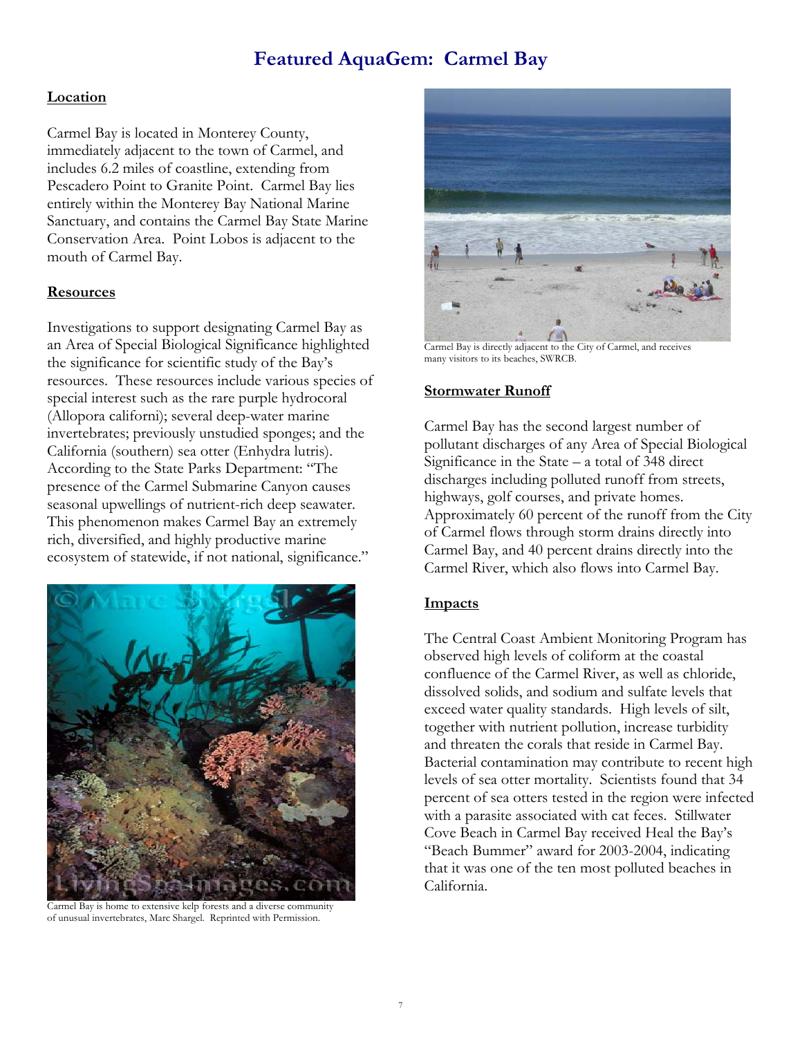# Featured AquaGem: Carmel Bay

## Location

Carmel Bay is located in Monterey County, immediately adjacent to the town of Carmel, and includes 6.2 miles of coastline, extending from Pescadero Point to Granite Point. Carmel Bay lies entirely within the Monterey Bay National Marine Sanctuary, and contains the Carmel Bay State Marine Conservation Area. Point Lobos is adjacent to the mouth of Carmel Bay.

## Resources

Investigations to support designating Carmel Bay as an Area of Special Biological Significance highlighted the significance for scientific study of the Bay's resources. These resources include various species of special interest such as the rare purple hydrocoral (Allopora californi); several deep-water marine invertebrates; previously unstudied sponges; and the California (southern) sea otter (Enhydra lutris). According to the State Parks Department: "The presence of the Carmel Submarine Canyon causes seasonal upwellings of nutrient-rich deep seawater. This phenomenon makes Carmel Bay an extremely rich, diversified, and highly productive marine ecosystem of statewide, if not national, significance."

Carmel Bay is home to extensive kelp forests and a diverse community of unusual invertebrates, Marc Shargel. Reprinted with Permission.

Carmel Bay is directly adjacent to the City of Carmel, and receives many visitors to its beaches, SWRCB.

## Stormwater Runoff

Carmel Bay has the second largest number of pollutant discharges of any Area of Special Biological Significance in the State – a total of 348 direct discharges including polluted runoff from streets, highways, golf courses, and private homes. Approximately 60 percent of the runoff from the City of Carmel flows through storm drains directly into Carmel Bay, and 40 percent drains directly into the Carmel River, which also flows into Carmel Bay.

## Impacts

The Central Coast Ambient Monitoring Program has observed high levels of coliform at the coastal confluence of the Carmel River, as well as chloride, dissolved solids, and sodium and sulfate levels that exceed water quality standards. High levels of silt, together with nutrient pollution, increase turbidity and threaten the corals that reside in Carmel Bay. Bacterial contamination may contribute to recent high levels of sea otter mortality. Scientists found that 34 percent of sea otters tested in the region were infected with a parasite associated with cat feces. Stillwater Cove Beach in Carmel Bay received Heal the Bay's "Beach Bummer" award for 2003-2004, indicating that it was one of the ten most polluted beaches in California.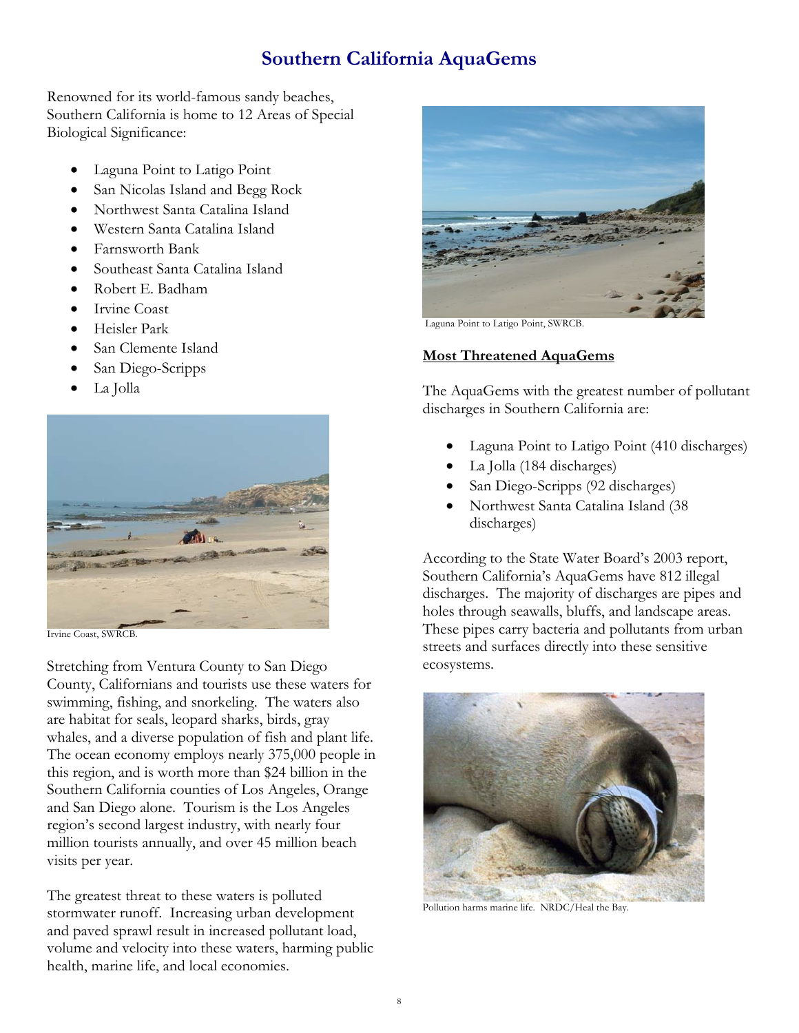# Southern California AquaGems

Renowned for its world-famous sandy beaches, Southern California is home to 12 Areas of Special Biological Significance:

- Laguna Point to Latigo Point
- San Nicolas Island and Begg Rock
- Northwest Santa Catalina Island
- Western Santa Catalina Island
- Farnsworth Bank
- Southeast Santa Catalina Island
- Robert E. Badham
- Irvine Coast
- Heisler Park
- San Clemente Island
- San Diego-Scripps
- La Jolla

Irvine Coast, SWRCB.

Stretching from Ventura County to San Diego County, Californians and tourists use these waters for swimming, fishing, and snorkeling. The waters also are habitat for seals, leopard sharks, birds, gray whales, and a diverse population of fish and plant life. The ocean economy employs nearly 375,000 people in this region, and is worth more than $24 billion in the Southern California counties of Los Angeles, Orange and San Diego alone. Tourism is the Los Angeles region's second largest industry, with nearly four million tourists annually, and over 45 million beach visits per year.

The greatest threat to these waters is polluted stormwater runoff. Increasing urban development and paved sprawl result in increased pollutant load, volume and velocity into these waters, harming public health, marine life, and local economies.

Laguna Point to Latigo Point, SWRCB.

## Most Threatened AquaGems

The AquaGems with the greatest number of pollutant discharges in Southern California are:

- Laguna Point to Latigo Point (410 discharges)
- La Jolla (184 discharges)
- San Diego-Scripps (92 discharges)
- Northwest Santa Catalina Island (38 discharges)

According to the State Water Board's 2003 report, Southern California's AquaGems have 812 illegal discharges. The majority of discharges are pipes and holes through seawalls, bluffs, and landscape areas. These pipes carry bacteria and pollutants from urban streets and surfaces directly into these sensitive ecosystems.

Pollution harms marine life. NRDC/Heal the Bay.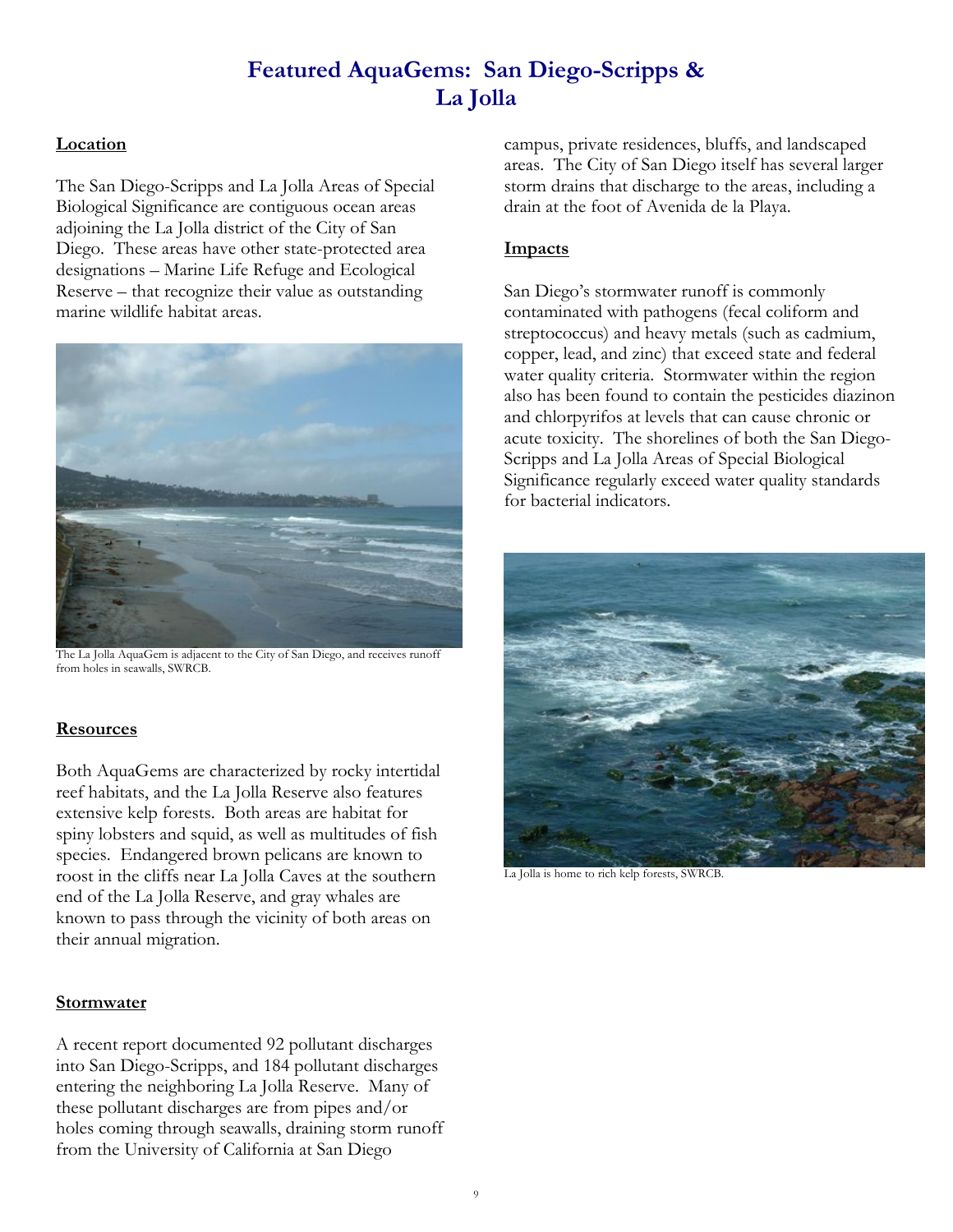# Featured AquaGems: San Diego-Scripps & La Jolla

## Location

The San Diego-Scripps and La Jolla Areas of Special Biological Significance are contiguous ocean areas adjoining the La Jolla district of the City of San Diego. These areas have other state-protected area designations – Marine Life Refuge and Ecological Reserve – that recognize their value as outstanding marine wildlife habitat areas.

The La Jolla AquaGem is adjacent to the City of San Diego, and receives runoff from holes in seawalls, SWRCB.

## Resources

Both AquaGems are characterized by rocky intertidal reef habitats, and the La Jolla Reserve also features extensive kelp forests. Both areas are habitat for spiny lobsters and squid, as well as multitudes of fish species. Endangered brown pelicans are known to roost in the cliffs near La Jolla Caves at the southern end of the La Jolla Reserve, and gray whales are known to pass through the vicinity of both areas on their annual migration.

## Stormwater

A recent report documented 92 pollutant discharges into San Diego-Scripps, and 184 pollutant discharges entering the neighboring La Jolla Reserve. Many of these pollutant discharges are from pipes and/or holes coming through seawalls, draining storm runoff from the University of California at San Diego campus, private residences, bluffs, and landscaped areas. The City of San Diego itself has several larger storm drains that discharge to the areas, including a drain at the foot of Avenida de la Playa.

## Impacts

San Diego's stormwater runoff is commonly contaminated with pathogens (fecal coliform and streptococcus) and heavy metals (such as cadmium, copper, lead, and zinc) that exceed state and federal water quality criteria. Stormwater within the region also has been found to contain the pesticides diazinon and chlorpyrifos at levels that can cause chronic or acute toxicity. The shorelines of both the San Diego-Scripps and La Jolla Areas of Special Biological Significance regularly exceed water quality standards for bacterial indicators.

La Jolla is home to rich kelp forests, SWRCB.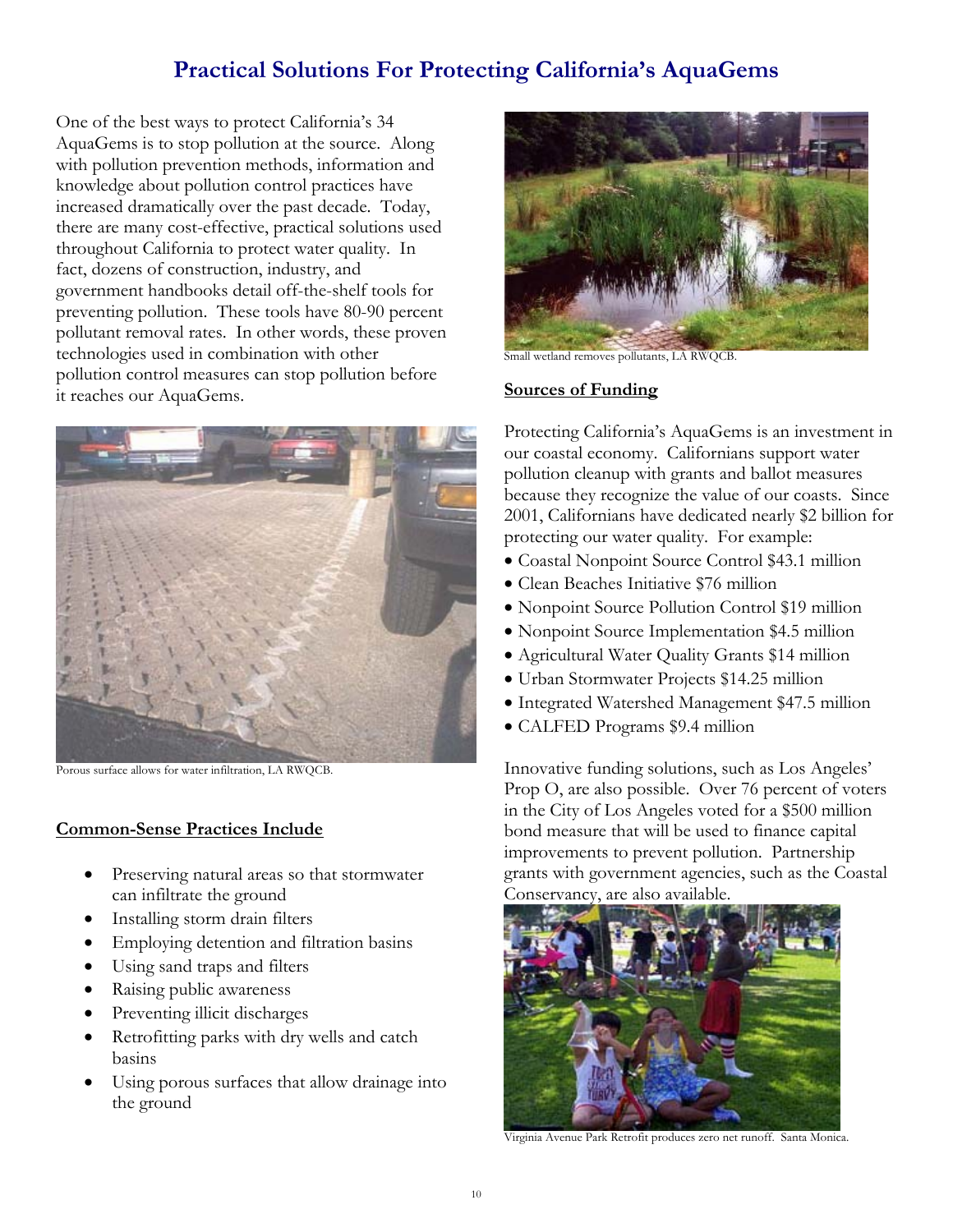# Practical Solutions For Protecting California's AquaGems

One of the best ways to protect California's 34 AquaGems is to stop pollution at the source. Along with pollution prevention methods, information and knowledge about pollution control practices have increased dramatically over the past decade. Today, there are many cost-effective, practical solutions used throughout California to protect water quality. In fact, dozens of construction, industry, and government handbooks detail off-the-shelf tools for preventing pollution. These tools have 80-90 percent pollutant removal rates. In other words, these proven technologies used in combination with other pollution control measures can stop pollution before it reaches our AquaGems.

Porous surface allows for water infiltration, LA RWQCB.

## Common-Sense Practices Include

- Preserving natural areas so that stormwater can infiltrate the ground
- Installing storm drain filters
- Employing detention and filtration basins
- Using sand traps and filters
- Raising public awareness
- Preventing illicit discharges
- Retrofitting parks with dry wells and catch basins
- Using porous surfaces that allow drainage into the ground

Small wetland removes pollutants, LA RWQCB.

## Sources of Funding

Protecting California's AquaGems is an investment in our coastal economy. Californians support water pollution cleanup with grants and ballot measures because they recognize the value of our coasts. Since 2001, Californians have dedicated nearly $2 billion for protecting our water quality. For example:

- Coastal Nonpoint Source Control $43.1 million
- Clean Beaches Initiative $76 million
- Nonpoint Source Pollution Control $19 million
- Nonpoint Source Implementation $4.5 million
- Agricultural Water Quality Grants $14 million
- Urban Stormwater Projects $14.25 million
- Integrated Watershed Management $47.5 million
- CALFED Programs $9.4 million

Innovative funding solutions, such as Los Angeles' Prop O, are also possible. Over 76 percent of voters in the City of Los Angeles voted for a $500 million bond measure that will be used to finance capital improvements to prevent pollution. Partnership grants with government agencies, such as the Coastal Conservancy, are also available.

Virginia Avenue Park Retrofit produces zero net runoff. Santa Monica.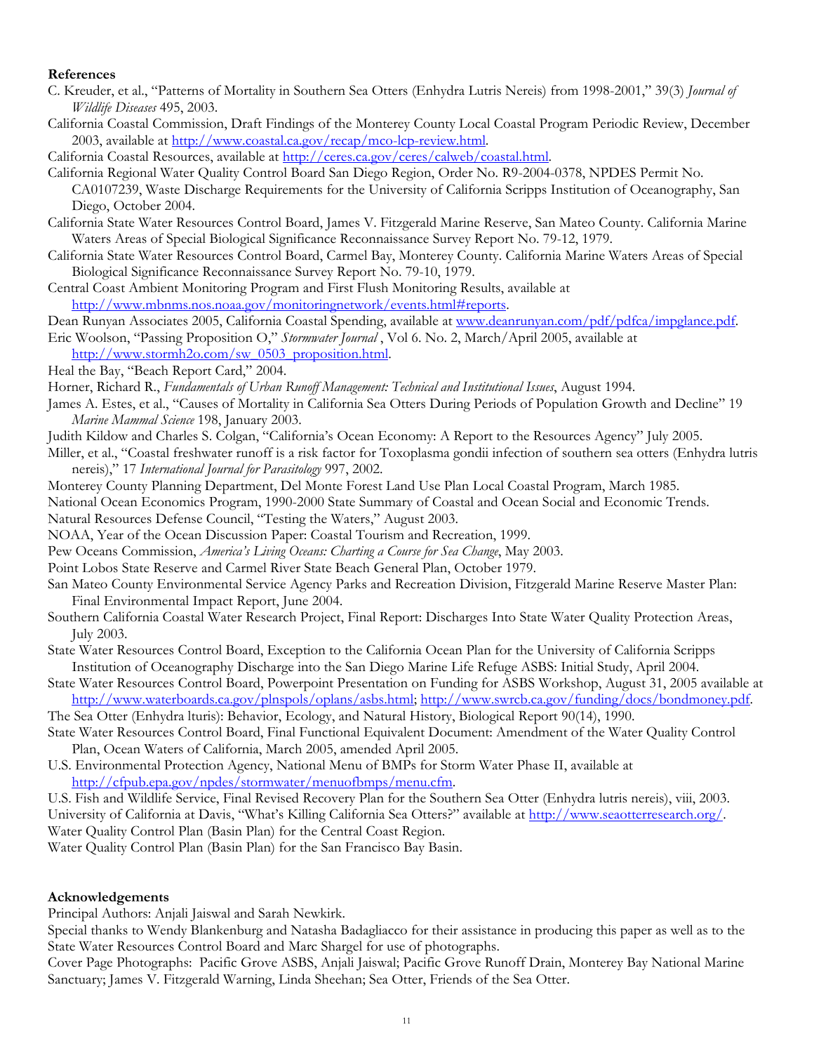**References**

C. Kreuder, et al., "Patterns of Mortality in Southern Sea Otters (Enhydra Lutris Nereis) from 1998-2001," 39(3) *Journal of Wildlife Diseases* 495, 2003.

California Coastal Commission, Draft Findings of the Monterey County Local Coastal Program Periodic Review, December 2003, available at http://www.coastal.ca.gov/recap/mco-lcp-review.html.

California Coastal Resources, available at http://ceres.ca.gov/ceres/calweb/coastal.html.

California Regional Water Quality Control Board San Diego Region, Order No. R9-2004-0378, NPDES Permit No. CA0107239, Waste Discharge Requirements for the University of California Scripps Institution of Oceanography, San Diego, October 2004.

California State Water Resources Control Board, James V. Fitzgerald Marine Reserve, San Mateo County. California Marine Waters Areas of Special Biological Significance Reconnaissance Survey Report No. 79-12, 1979.

California State Water Resources Control Board, Carmel Bay, Monterey County. California Marine Waters Areas of Special Biological Significance Reconnaissance Survey Report No. 79-10, 1979.

Central Coast Ambient Monitoring Program and First Flush Monitoring Results, available at http://www.mbnms.nos.noaa.gov/monitoringnetwork/events.html#reports.

Dean Runyan Associates 2005, California Coastal Spending, available at www.deanrunyan.com/pdf/pdfca/impglance.pdf.

Eric Woolson, "Passing Proposition O," *Stormwater Journal* , Vol 6. No. 2, March/April 2005, available at http://www.stormh2o.com/sw_0503_proposition.html.

Heal the Bay, "Beach Report Card," 2004.

Horner, Richard R., *Fundamentals of Urban Runoff Management: Technical and Institutional Issues*, August 1994.

James A. Estes, et al., "Causes of Mortality in California Sea Otters During Periods of Population Growth and Decline" 19 *Marine Mammal Science* 198, January 2003.

Judith Kildow and Charles S. Colgan, "California's Ocean Economy: A Report to the Resources Agency" July 2005.

Miller, et al., "Coastal freshwater runoff is a risk factor for Toxoplasma gondii infection of southern sea otters (Enhydra lutris nereis)," 17 *International Journal for Parasitology* 997, 2002.

Monterey County Planning Department, Del Monte Forest Land Use Plan Local Coastal Program, March 1985.

National Ocean Economics Program, 1990-2000 State Summary of Coastal and Ocean Social and Economic Trends.

Natural Resources Defense Council, "Testing the Waters," August 2003.

NOAA, Year of the Ocean Discussion Paper: Coastal Tourism and Recreation, 1999.

Pew Oceans Commission, *America's Living Oceans: Charting a Course for Sea Change*, May 2003.

Point Lobos State Reserve and Carmel River State Beach General Plan, October 1979.

San Mateo County Environmental Service Agency Parks and Recreation Division, Fitzgerald Marine Reserve Master Plan: Final Environmental Impact Report, June 2004.

Southern California Coastal Water Research Project, Final Report: Discharges Into State Water Quality Protection Areas, July 2003.

State Water Resources Control Board, Exception to the California Ocean Plan for the University of California Scripps Institution of Oceanography Discharge into the San Diego Marine Life Refuge ASBS: Initial Study, April 2004.

State Water Resources Control Board, Powerpoint Presentation on Funding for ASBS Workshop, August 31, 2005 available at http://www.waterboards.ca.gov/plnspols/oplans/asbs.html; http://www.swrcb.ca.gov/funding/docs/bondmoney.pdf.

The Sea Otter (Enhydra lturis): Behavior, Ecology, and Natural History, Biological Report 90(14), 1990.

State Water Resources Control Board, Final Functional Equivalent Document: Amendment of the Water Quality Control Plan, Ocean Waters of California, March 2005, amended April 2005.

U.S. Environmental Protection Agency, National Menu of BMPs for Storm Water Phase II, available at http://cfpub.epa.gov/npdes/stormwater/menuofbmps/menu.cfm.

U.S. Fish and Wildlife Service, Final Revised Recovery Plan for the Southern Sea Otter (Enhydra lutris nereis), viii, 2003.

University of California at Davis, "What's Killing California Sea Otters?" available at http://www.seaotterresearch.org/.

Water Quality Control Plan (Basin Plan) for the Central Coast Region.

Water Quality Control Plan (Basin Plan) for the San Francisco Bay Basin.

**Acknowledgements**

Principal Authors: Anjali Jaiswal and Sarah Newkirk.

Special thanks to Wendy Blankenburg and Natasha Badagliacco for their assistance in producing this paper as well as to the State Water Resources Control Board and Marc Shargel for use of photographs.

Cover Page Photographs: Pacific Grove ASBS, Anjali Jaiswal; Pacific Grove Runoff Drain, Monterey Bay National Marine Sanctuary; James V. Fitzgerald Warning, Linda Sheehan; Sea Otter, Friends of the Sea Otter.